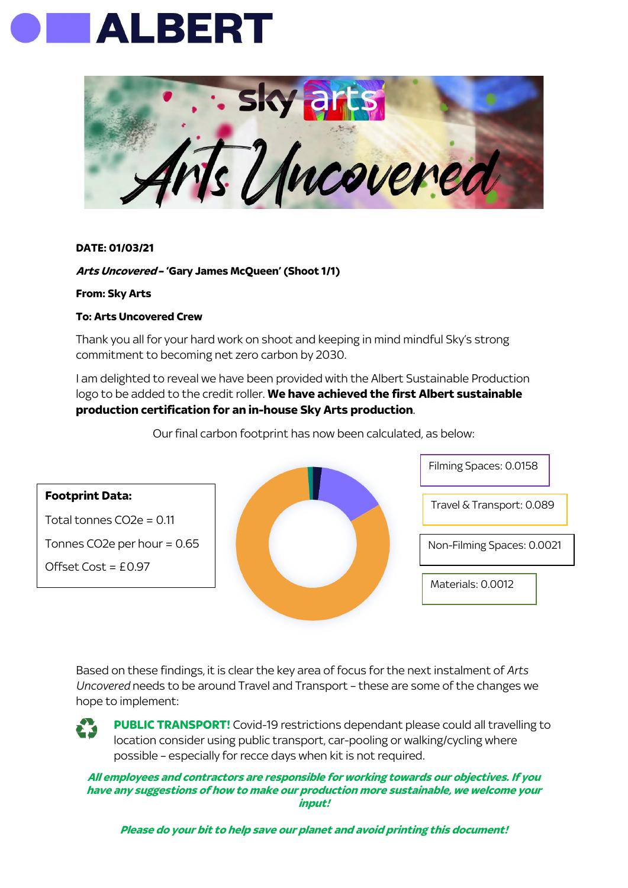# ALBERT

**DATE: 01/03/21**

***Arts Uncovered* – 'Gary James McQueen' (Shoot 1/1)**

**From: Sky Arts**

**To: Arts Uncovered Crew**

Thank you all for your hard work on shoot and keeping in mind mindful Sky's strong commitment to becoming net zero carbon by 2030.

I am delighted to reveal we have been provided with the Albert Sustainable Production logo to be added to the credit roller. **We have achieved the first Albert sustainable production certification for an in-house Sky Arts production**.

Our final carbon footprint has now been calculated, as below:

**Footprint Data:**

Total tonnes CO2e = 0.11

Tonnes CO2e per hour = 0.65

Offset Cost = £0.97

Filming Spaces: 0.0158

Travel & Transport: 0.089

Non-Filming Spaces: 0.0021

Materials: 0.0012

Based on these findings, it is clear the key area of focus for the next instalment of *Arts Uncovered* needs to be around Travel and Transport – these are some of the changes we hope to implement:

- **PUBLIC TRANSPORT!** Covid-19 restrictions dependant please could all travelling to location consider using public transport, car-pooling or walking/cycling where possible – especially for recce days when kit is not required.

***All employees and contractors are responsible for working towards our objectives. If you have any suggestions of how to make our production more sustainable, we welcome your input!***

***Please do your bit to help save our planet and avoid printing this document!***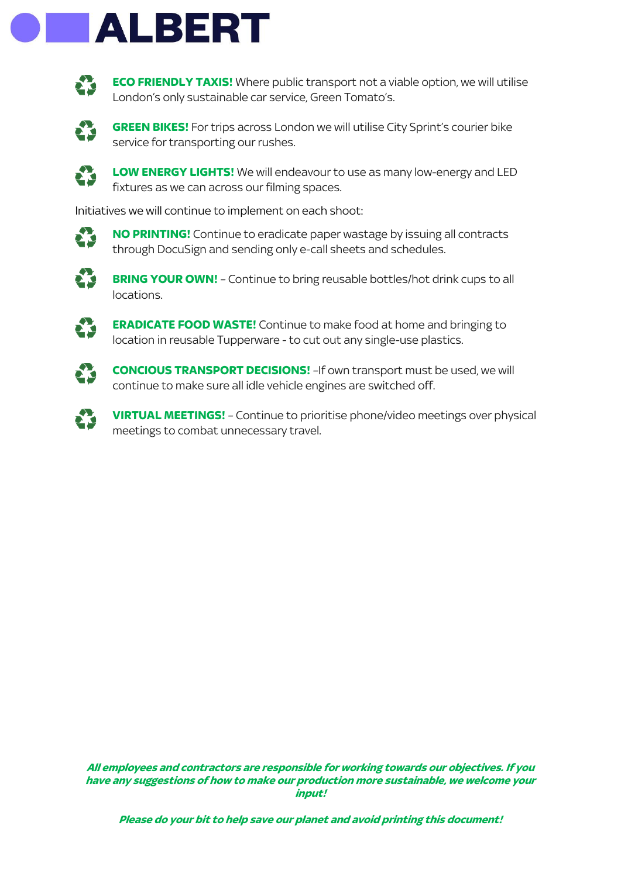# ALBERT

- **ECO FRIENDLY TAXIS!** Where public transport not a viable option, we will utilise London's only sustainable car service, Green Tomato's.
- **GREEN BIKES!** For trips across London we will utilise City Sprint's courier bike service for transporting our rushes.
- **LOW ENERGY LIGHTS!** We will endeavour to use as many low-energy and LED fixtures as we can across our filming spaces.

Initiatives we will continue to implement on each shoot:

- **NO PRINTING!** Continue to eradicate paper wastage by issuing all contracts through DocuSign and sending only e-call sheets and schedules.
- **BRING YOUR OWN!** – Continue to bring reusable bottles/hot drink cups to all locations.
- **ERADICATE FOOD WASTE!** Continue to make food at home and bringing to location in reusable Tupperware - to cut out any single-use plastics.
- **CONCIOUS TRANSPORT DECISIONS!** –If own transport must be used, we will continue to make sure all idle vehicle engines are switched off.
- **VIRTUAL MEETINGS!** – Continue to prioritise phone/video meetings over physical meetings to combat unnecessary travel.

***All employees and contractors are responsible for working towards our objectives. If you have any suggestions of how to make our production more sustainable, we welcome your input!***

***Please do your bit to help save our planet and avoid printing this document!***